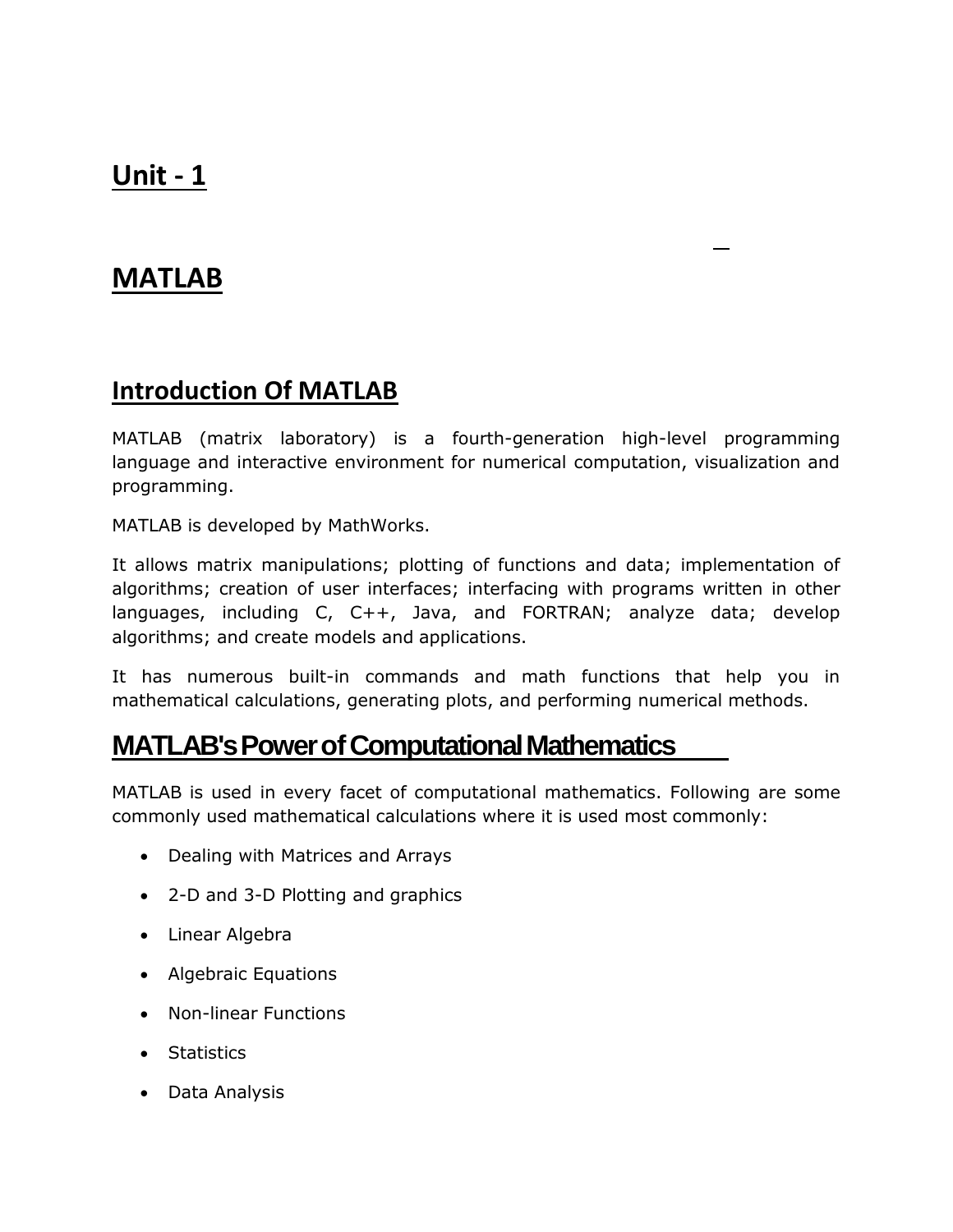# Unit - 1

# MATLAB

## Introduction Of MATLAB

MATLAB (matrix laboratory) is a fourth-generation high-level programming language and interactive environment for numerical computation, visualization and programming.

MATLAB is developed by MathWorks.

It allows matrix manipulations; plotting of functions and data; implementation of algorithms; creation of user interfaces; interfacing with programs written in other languages, including C, C++, Java, and FORTRAN; analyze data; develop algorithms; and create models and applications.

It has numerous built-in commands and math functions that help you in mathematical calculations, generating plots, and performing numerical methods.

## MATLAB's Power of Computational Mathematics

MATLAB is used in every facet of computational mathematics. Following are some commonly used mathematical calculations where it is used most commonly:

- Dealing with Matrices and Arrays
- 2-D and 3-D Plotting and graphics
- Linear Algebra
- Algebraic Equations
- Non-linear Functions
- Statistics
- Data Analysis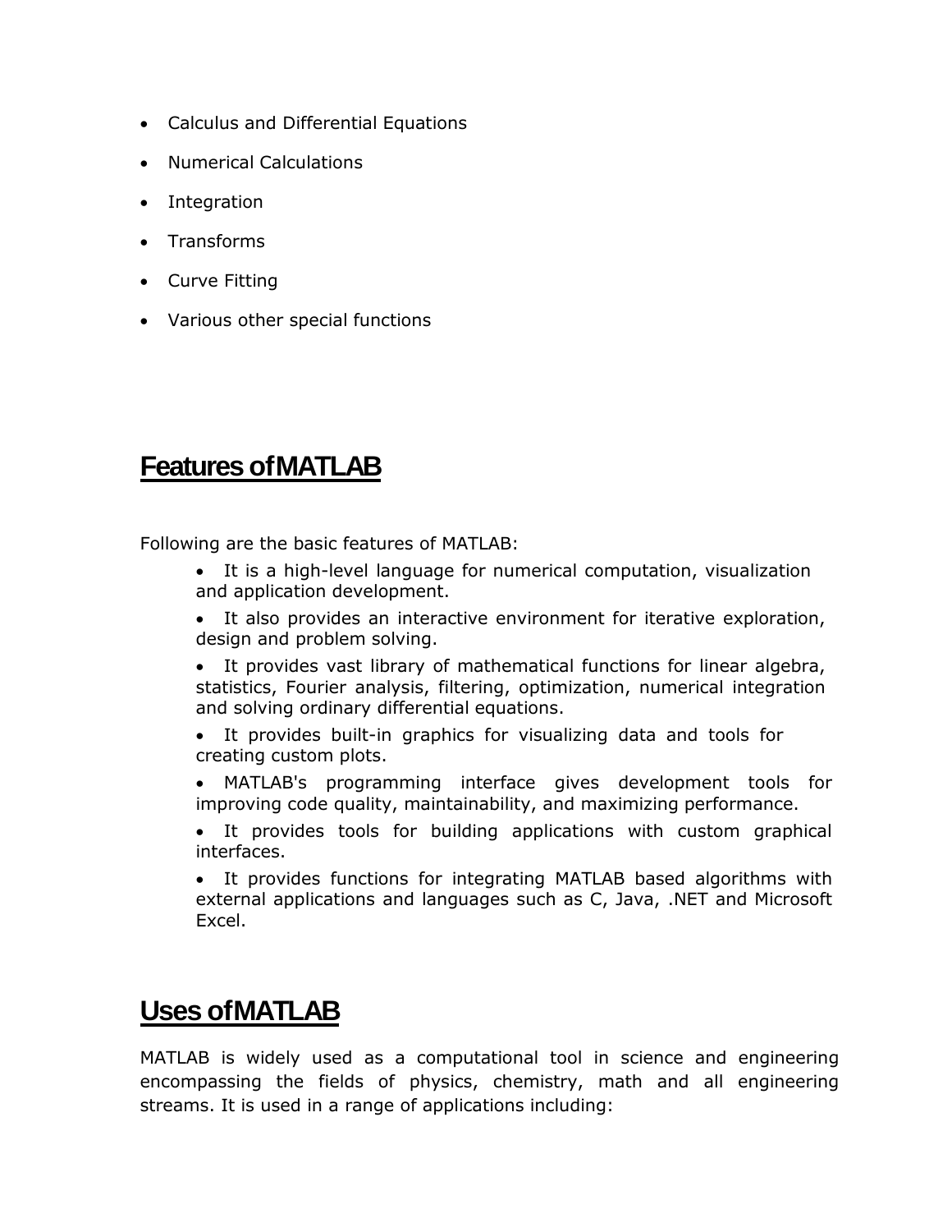- Calculus and Differential Equations
- Numerical Calculations
- Integration
- Transforms
- Curve Fitting
- Various other special functions

## Features of MATLAB

Following are the basic features of MATLAB:

- It is a high-level language for numerical computation, visualization and application development.
- It also provides an interactive environment for iterative exploration, design and problem solving.
- It provides vast library of mathematical functions for linear algebra, statistics, Fourier analysis, filtering, optimization, numerical integration and solving ordinary differential equations.
- It provides built-in graphics for visualizing data and tools for creating custom plots.
- MATLAB's programming interface gives development tools for improving code quality, maintainability, and maximizing performance.
- It provides tools for building applications with custom graphical interfaces.
- It provides functions for integrating MATLAB based algorithms with external applications and languages such as C, Java, .NET and Microsoft Excel.

## Uses of MATLAB

MATLAB is widely used as a computational tool in science and engineering encompassing the fields of physics, chemistry, math and all engineering streams. It is used in a range of applications including: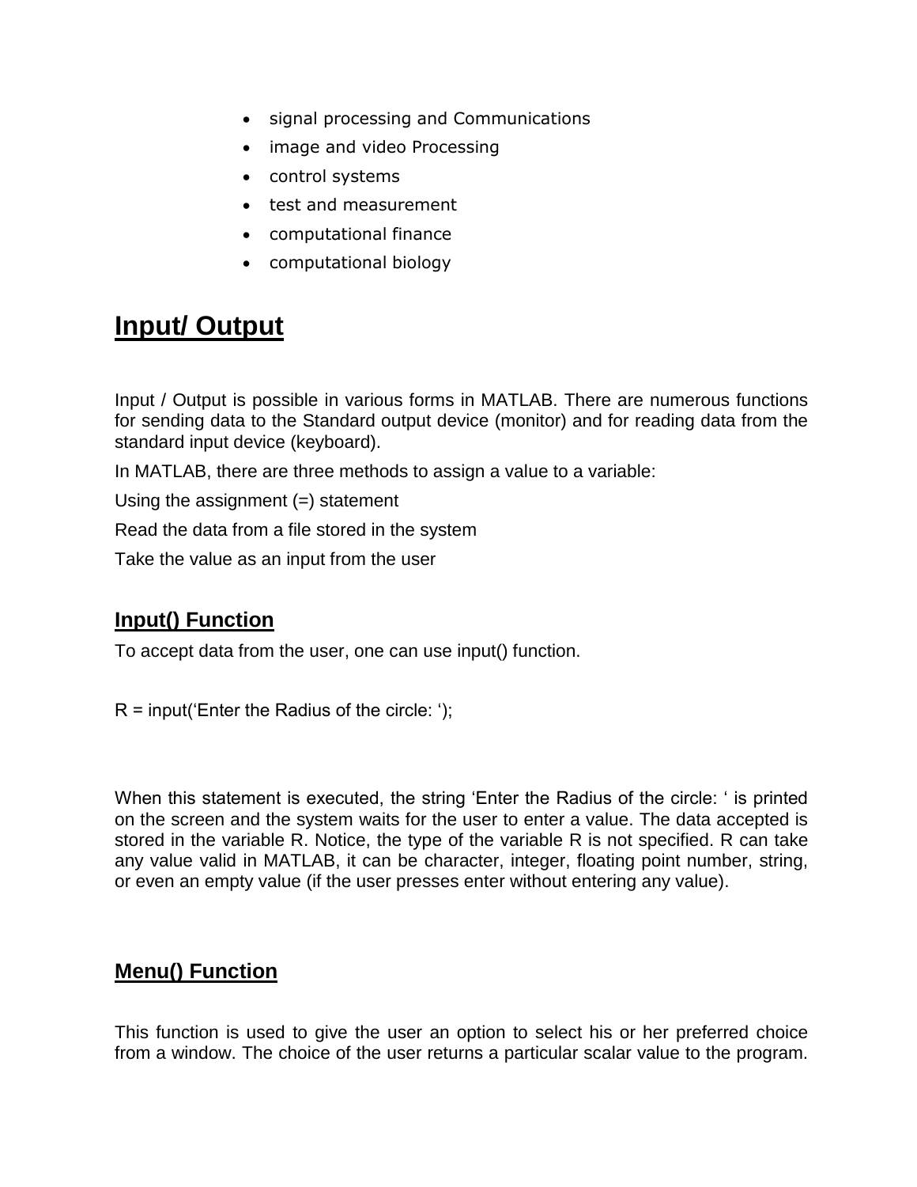- signal processing and Communications
- image and video Processing
- control systems
- test and measurement
- computational finance
- computational biology

# Input/ Output

Input / Output is possible in various forms in MATLAB. There are numerous functions for sending data to the Standard output device (monitor) and for reading data from the standard input device (keyboard).

In MATLAB, there are three methods to assign a value to a variable:

Using the assignment (=) statement

Read the data from a file stored in the system

Take the value as an input from the user

## Input() Function

To accept data from the user, one can use input() function.

```
R = input('Enter the Radius of the circle: ');
```

When this statement is executed, the string 'Enter the Radius of the circle: ' is printed on the screen and the system waits for the user to enter a value. The data accepted is stored in the variable R. Notice, the type of the variable R is not specified. R can take any value valid in MATLAB, it can be character, integer, floating point number, string, or even an empty value (if the user presses enter without entering any value).

## Menu() Function

This function is used to give the user an option to select his or her preferred choice from a window. The choice of the user returns a particular scalar value to the program.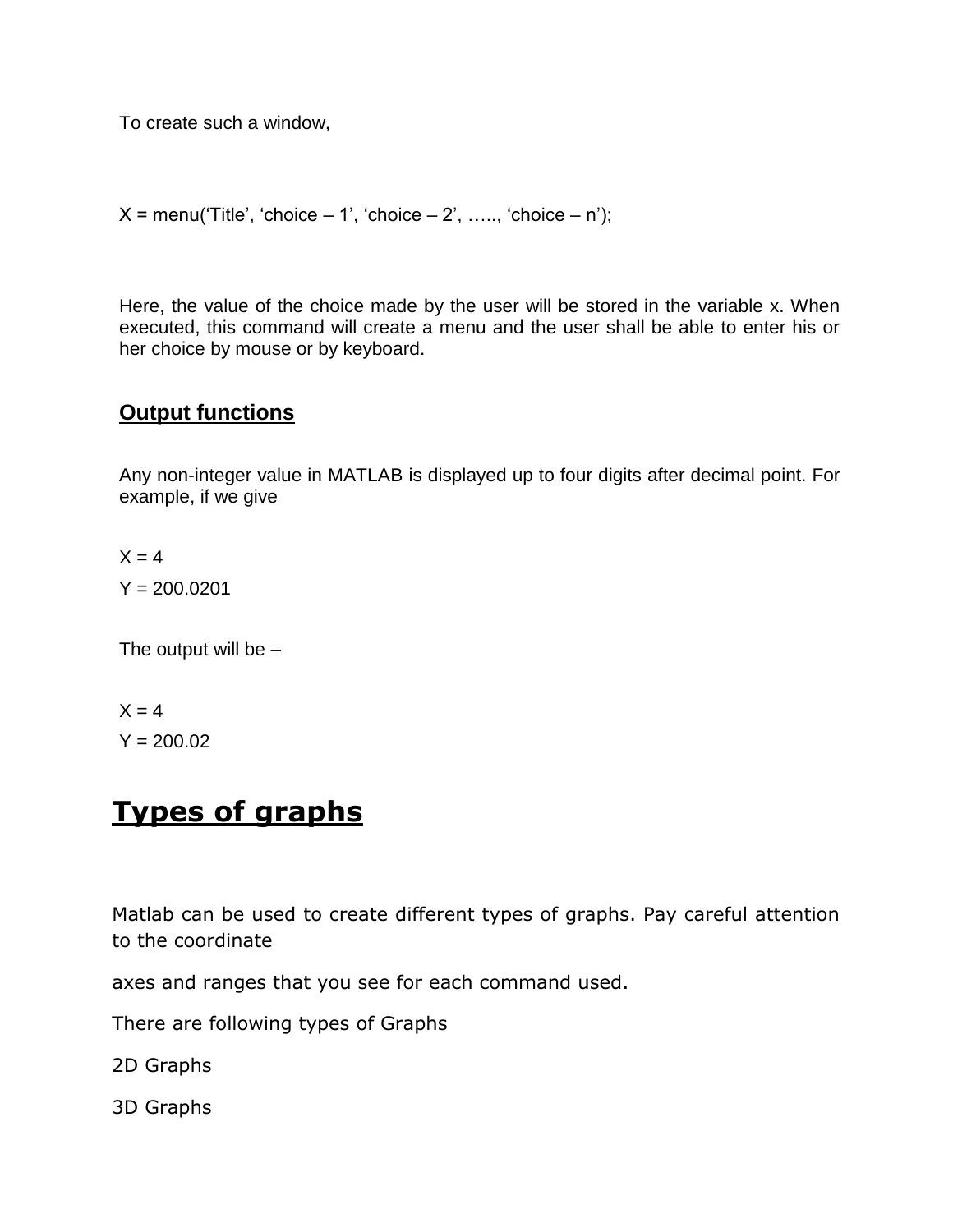To create such a window,

X = menu('Title', 'choice – 1', 'choice – 2', ….., 'choice – n');

Here, the value of the choice made by the user will be stored in the variable x. When executed, this command will create a menu and the user shall be able to enter his or her choice by mouse or by keyboard.

**Output functions**

Any non-integer value in MATLAB is displayed up to four digits after decimal point. For example, if we give

X = 4

Y = 200.0201

The output will be –

X = 4

Y = 200.02

# Types of graphs

Matlab can be used to create different types of graphs. Pay careful attention to the coordinate

axes and ranges that you see for each command used.

There are following types of Graphs

2D Graphs

3D Graphs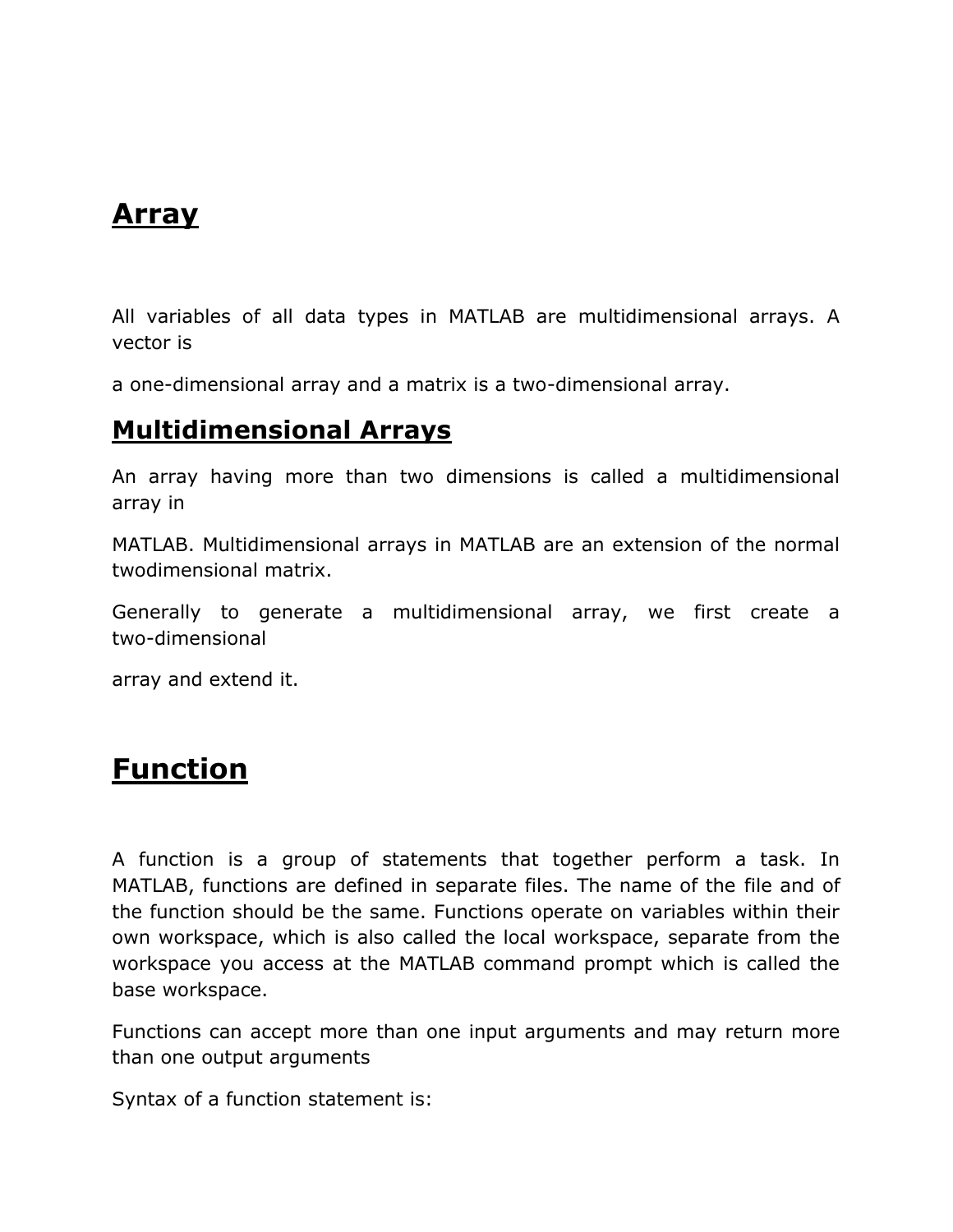# Array

All variables of all data types in MATLAB are multidimensional arrays. A vector is

a one-dimensional array and a matrix is a two-dimensional array.

## Multidimensional Arrays

An array having more than two dimensions is called a multidimensional array in

MATLAB. Multidimensional arrays in MATLAB are an extension of the normal twodimensional matrix.

Generally to generate a multidimensional array, we first create a two-dimensional

array and extend it.

# Function

A function is a group of statements that together perform a task. In MATLAB, functions are defined in separate files. The name of the file and of the function should be the same. Functions operate on variables within their own workspace, which is also called the local workspace, separate from the workspace you access at the MATLAB command prompt which is called the base workspace.

Functions can accept more than one input arguments and may return more than one output arguments

Syntax of a function statement is: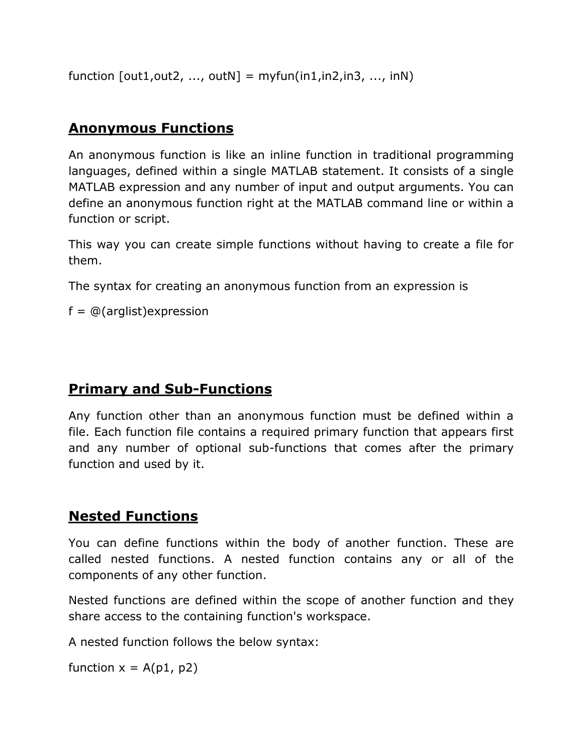function [out1,out2, ..., outN] = myfun(in1,in2,in3, ..., inN)

## Anonymous Functions

An anonymous function is like an inline function in traditional programming languages, defined within a single MATLAB statement. It consists of a single MATLAB expression and any number of input and output arguments. You can define an anonymous function right at the MATLAB command line or within a function or script.

This way you can create simple functions without having to create a file for them.

The syntax for creating an anonymous function from an expression is

f = @(arglist)expression

## Primary and Sub-Functions

Any function other than an anonymous function must be defined within a file. Each function file contains a required primary function that appears first and any number of optional sub-functions that comes after the primary function and used by it.

## Nested Functions

You can define functions within the body of another function. These are called nested functions. A nested function contains any or all of the components of any other function.

Nested functions are defined within the scope of another function and they share access to the containing function's workspace.

A nested function follows the below syntax:

function x = A(p1, p2)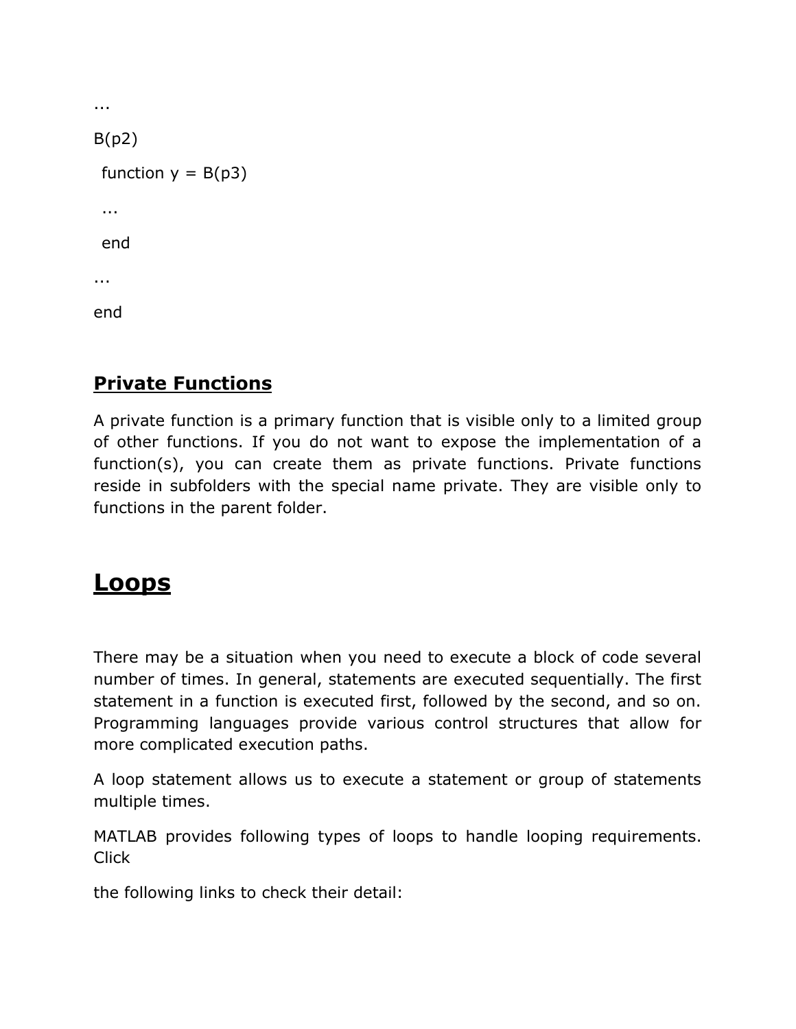```
...
B(p2)
 function y = B(p3)
 ...
 end
...
end
```

### Private Functions

A private function is a primary function that is visible only to a limited group of other functions. If you do not want to expose the implementation of a function(s), you can create them as private functions. Private functions reside in subfolders with the special name private. They are visible only to functions in the parent folder.

## Loops

There may be a situation when you need to execute a block of code several number of times. In general, statements are executed sequentially. The first statement in a function is executed first, followed by the second, and so on. Programming languages provide various control structures that allow for more complicated execution paths.

A loop statement allows us to execute a statement or group of statements multiple times.

MATLAB provides following types of loops to handle looping requirements. Click

the following links to check their detail: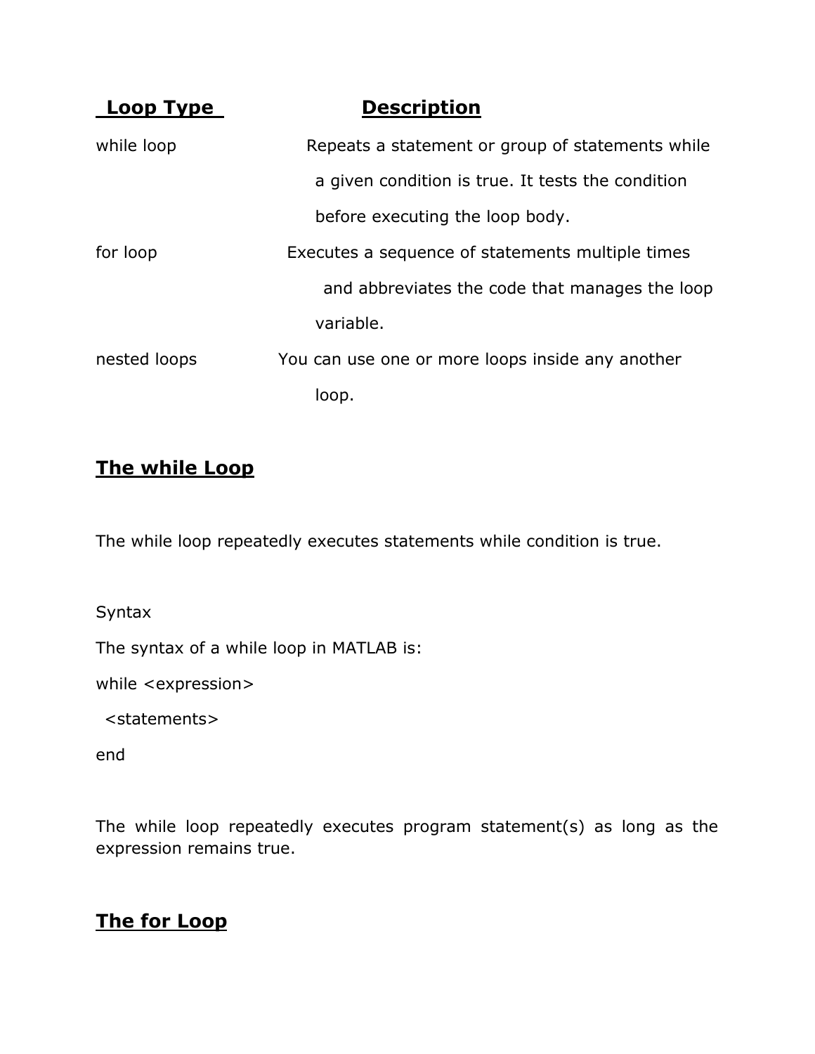| Loop Type | Description |
| --- | --- |
| while loop | Repeats a statement or group of statements while a given condition is true. It tests the condition before executing the loop body. |
| for loop | Executes a sequence of statements multiple times and abbreviates the code that manages the loop variable. |
| nested loops | You can use one or more loops inside any another loop. |

## The while Loop

The while loop repeatedly executes statements while condition is true.

Syntax

The syntax of a while loop in MATLAB is:

```
while <expression>
  <statements>
end
```

The while loop repeatedly executes program statement(s) as long as the expression remains true.

## The for Loop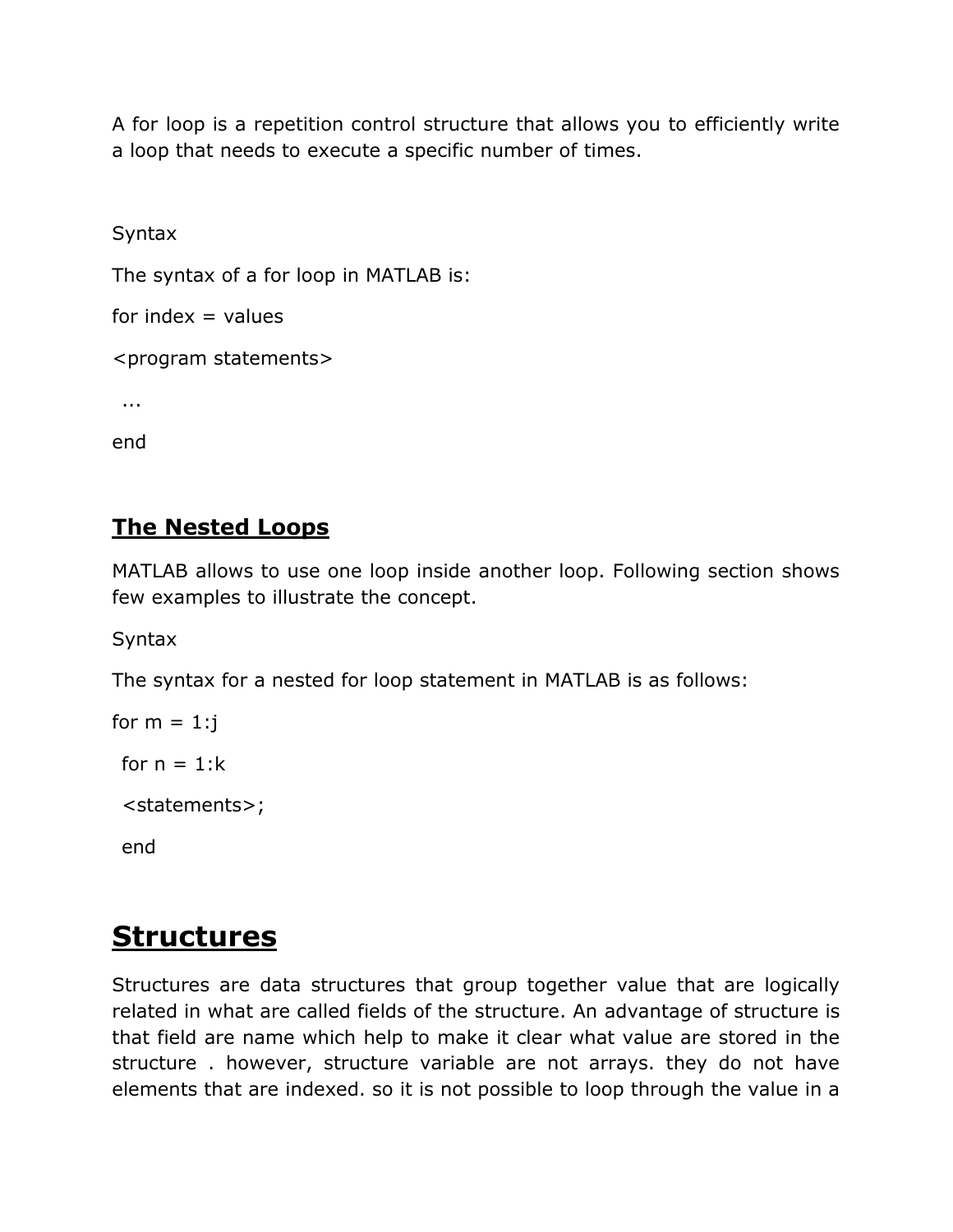A for loop is a repetition control structure that allows you to efficiently write a loop that needs to execute a specific number of times.

Syntax

The syntax of a for loop in MATLAB is:

```
for index = values
<program statements>
 ...
end
```

### The Nested Loops

MATLAB allows to use one loop inside another loop. Following section shows few examples to illustrate the concept.

Syntax

The syntax for a nested for loop statement in MATLAB is as follows:

```
for m = 1:j
 for n = 1:k
 <statements>;
 end
```

## Structures

Structures are data structures that group together value that are logically related in what are called fields of the structure. An advantage of structure is that field are name which help to make it clear what value are stored in the structure . however, structure variable are not arrays. they do not have elements that are indexed. so it is not possible to loop through the value in a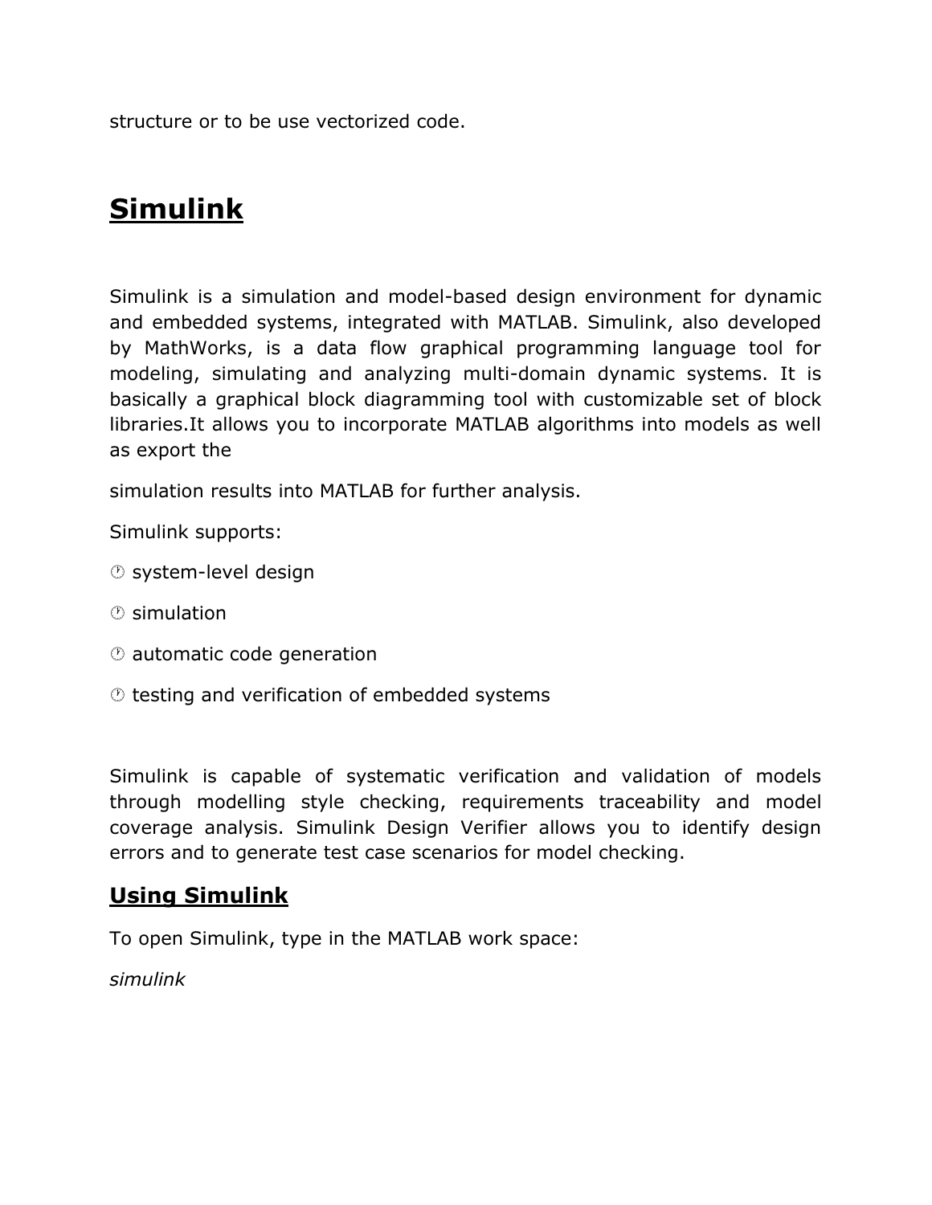structure or to be use vectorized code.

## Simulink

Simulink is a simulation and model-based design environment for dynamic and embedded systems, integrated with MATLAB. Simulink, also developed by MathWorks, is a data flow graphical programming language tool for modeling, simulating and analyzing multi-domain dynamic systems. It is basically a graphical block diagramming tool with customizable set of block libraries.It allows you to incorporate MATLAB algorithms into models as well as export the

simulation results into MATLAB for further analysis.

Simulink supports:

- system-level design
- simulation
- automatic code generation
- testing and verification of embedded systems

Simulink is capable of systematic verification and validation of models through modelling style checking, requirements traceability and model coverage analysis. Simulink Design Verifier allows you to identify design errors and to generate test case scenarios for model checking.

### Using Simulink

To open Simulink, type in the MATLAB work space:

*simulink*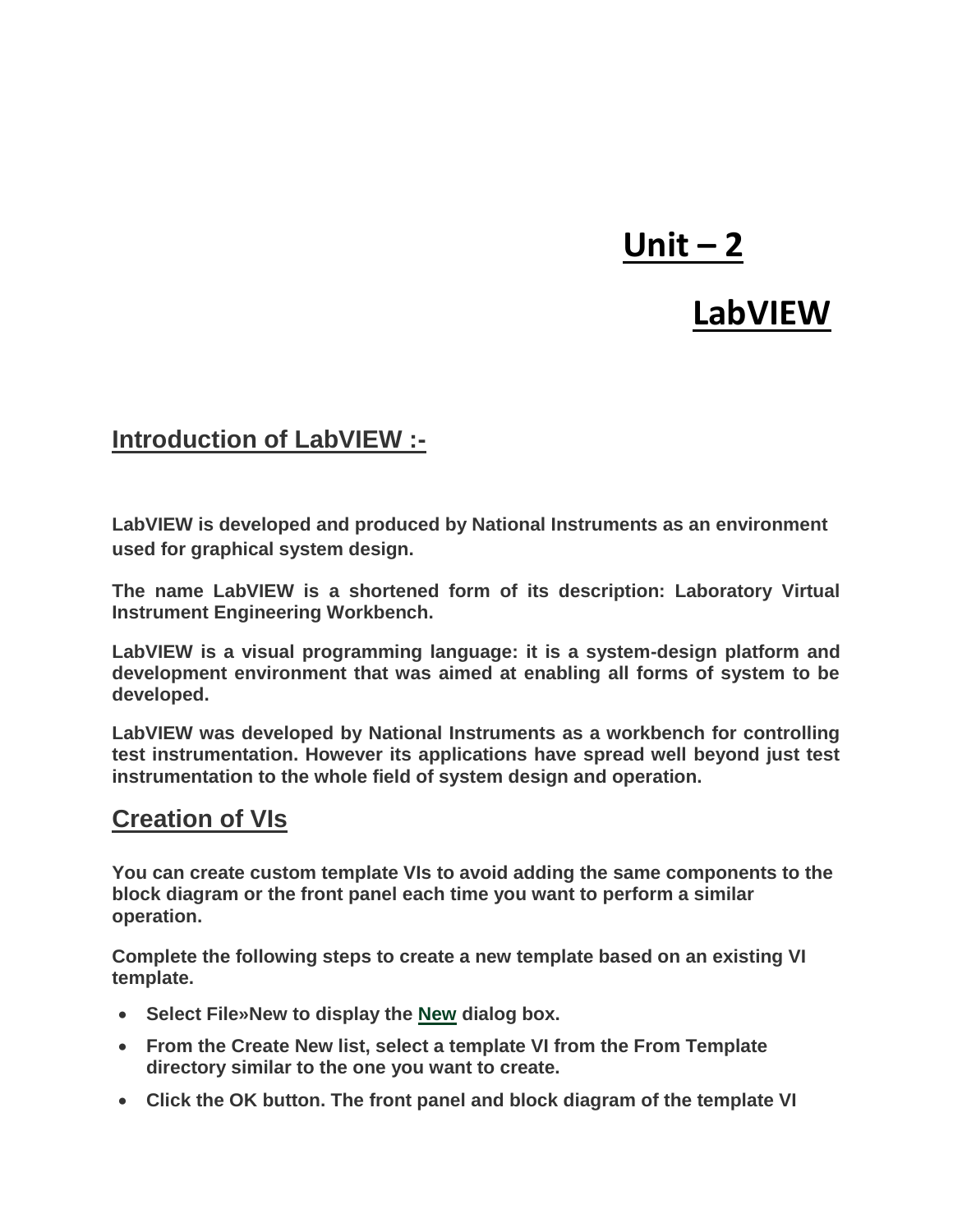# Unit – 2

# LabVIEW

## Introduction of LabVIEW :-

**LabVIEW is developed and produced by National Instruments as an environment used for graphical system design.**

**The name LabVIEW is a shortened form of its description: Laboratory Virtual Instrument Engineering Workbench.**

**LabVIEW is a visual programming language: it is a system-design platform and development environment that was aimed at enabling all forms of system to be developed.**

**LabVIEW was developed by National Instruments as a workbench for controlling test instrumentation. However its applications have spread well beyond just test instrumentation to the whole field of system design and operation.**

## Creation of VIs

**You can create custom template VIs to avoid adding the same components to the block diagram or the front panel each time you want to perform a similar operation.**

**Complete the following steps to create a new template based on an existing VI template.**

- **Select File»New to display the New dialog box.**
- **From the Create New list, select a template VI from the From Template directory similar to the one you want to create.**
- **Click the OK button. The front panel and block diagram of the template VI**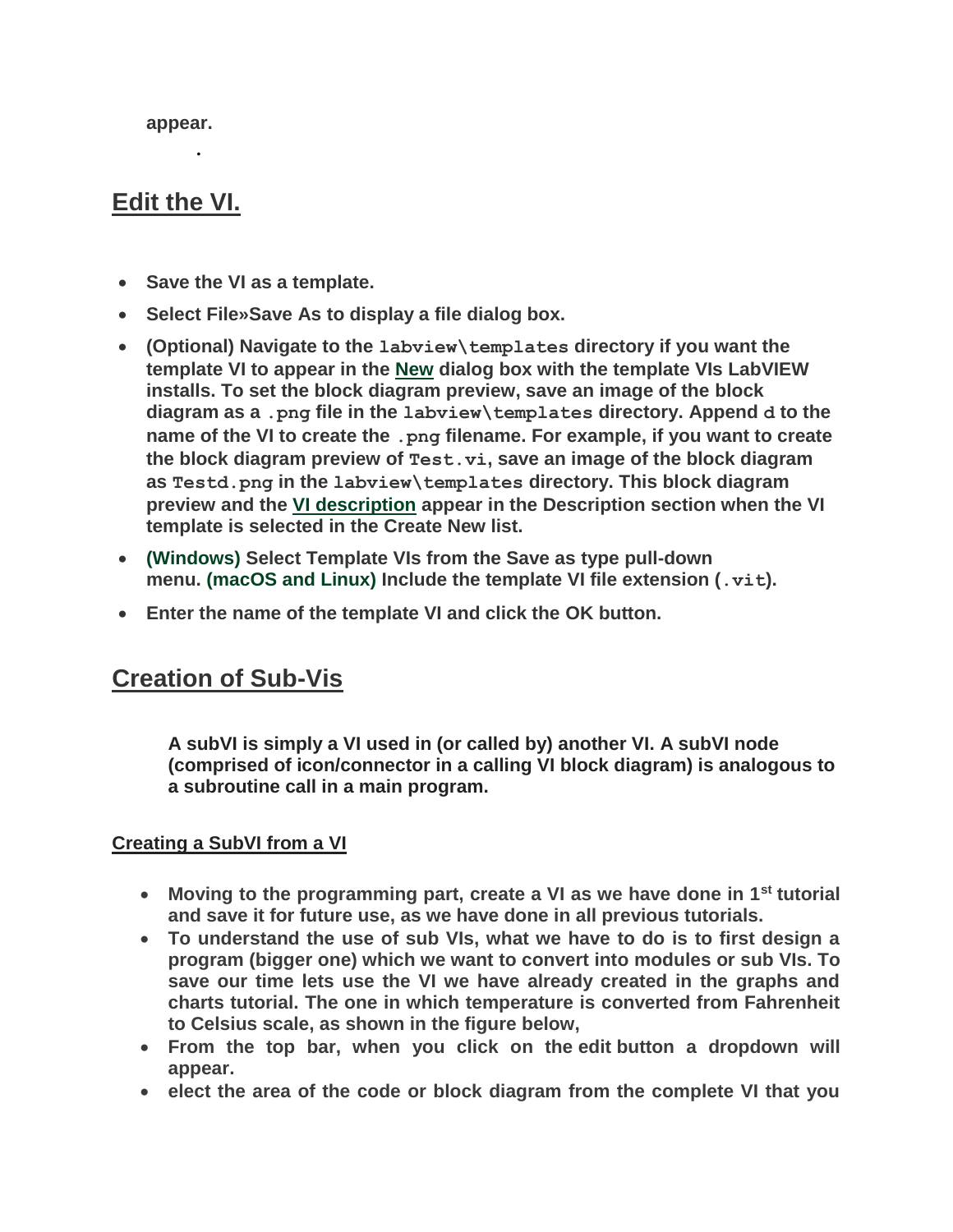**appear.**

**.**

## Edit the VI.

- **Save the VI as a template.**
- **Select File»Save As to display a file dialog box.**
- **(Optional) Navigate to the `labview\templates` directory if you want the template VI to appear in the New dialog box with the template VIs LabVIEW installs. To set the block diagram preview, save an image of the block diagram as a `.png` file in the `labview\templates` directory. Append `d` to the name of the VI to create the `.png` filename. For example, if you want to create the block diagram preview of `Test.vi`, save an image of the block diagram as `Testd.png` in the `labview\templates` directory. This block diagram preview and the VI description appear in the Description section when the VI template is selected in the Create New list.**
- **(Windows) Select Template VIs from the Save as type pull-down menu. (macOS and Linux) Include the template VI file extension (`.vit`).**
- **Enter the name of the template VI and click the OK button.**

## Creation of Sub-Vis

**A subVI is simply a VI used in (or called by) another VI. A subVI node (comprised of icon/connector in a calling VI block diagram) is analogous to a subroutine call in a main program.**

### Creating a SubVI from a VI

- **Moving to the programming part, create a VI as we have done in 1st tutorial and save it for future use, as we have done in all previous tutorials.**
- **To understand the use of sub VIs, what we have to do is to first design a program (bigger one) which we want to convert into modules or sub VIs. To save our time lets use the VI we have already created in the graphs and charts tutorial. The one in which temperature is converted from Fahrenheit to Celsius scale, as shown in the figure below,**
- **From the top bar, when you click on the edit button a dropdown will appear.**
- **elect the area of the code or block diagram from the complete VI that you**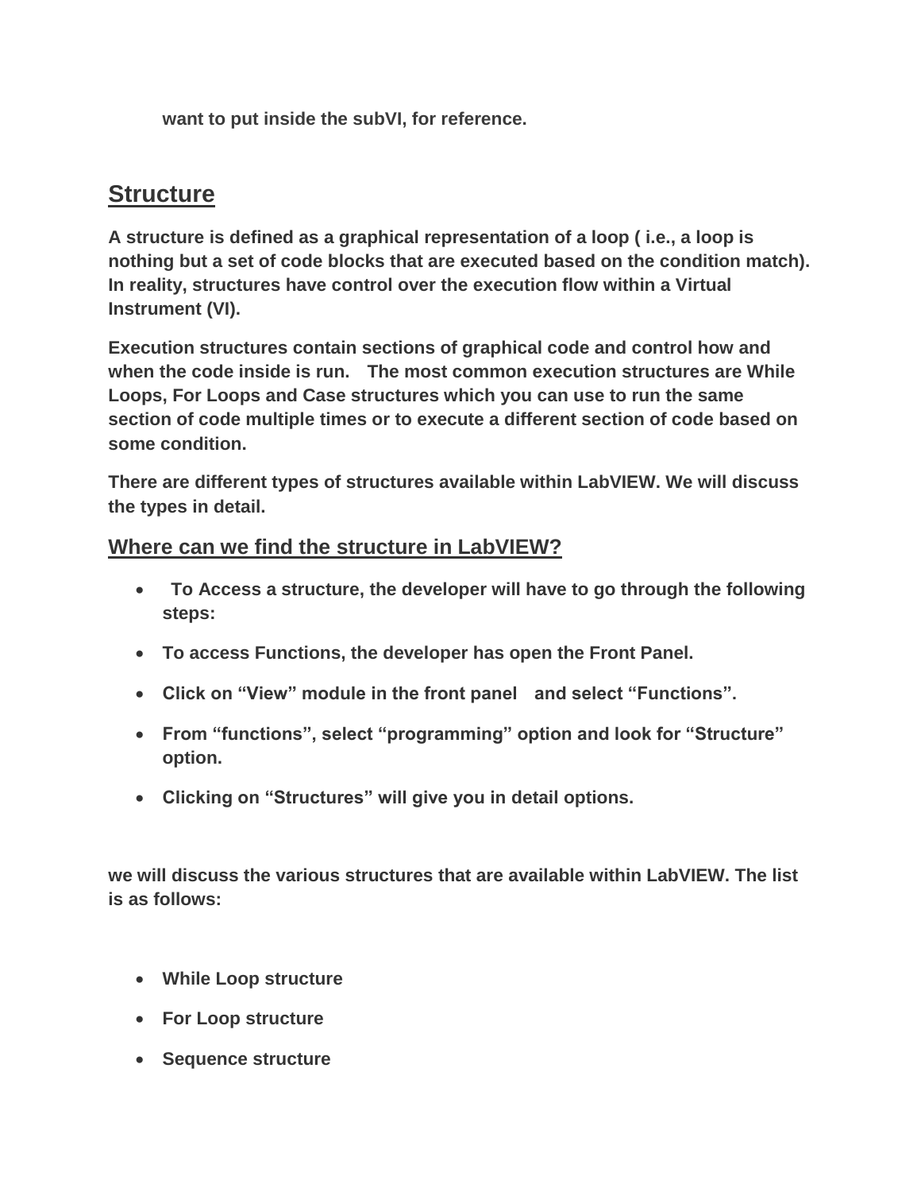**want to put inside the subVI, for reference.**

## Structure

**A structure is defined as a graphical representation of a loop ( i.e., a loop is nothing but a set of code blocks that are executed based on the condition match). In reality, structures have control over the execution flow within a Virtual Instrument (VI).**

**Execution structures contain sections of graphical code and control how and when the code inside is run. The most common execution structures are While Loops, For Loops and Case structures which you can use to run the same section of code multiple times or to execute a different section of code based on some condition.**

**There are different types of structures available within LabVIEW. We will discuss the types in detail.**

### Where can we find the structure in LabVIEW?

- **To Access a structure, the developer will have to go through the following steps:**
- **To access Functions, the developer has open the Front Panel.**
- **Click on "View" module in the front panel and select "Functions".**
- **From "functions", select "programming" option and look for "Structure" option.**
- **Clicking on "Structures" will give you in detail options.**

**we will discuss the various structures that are available within LabVIEW. The list is as follows:**

- **While Loop structure**
- **For Loop structure**
- **Sequence structure**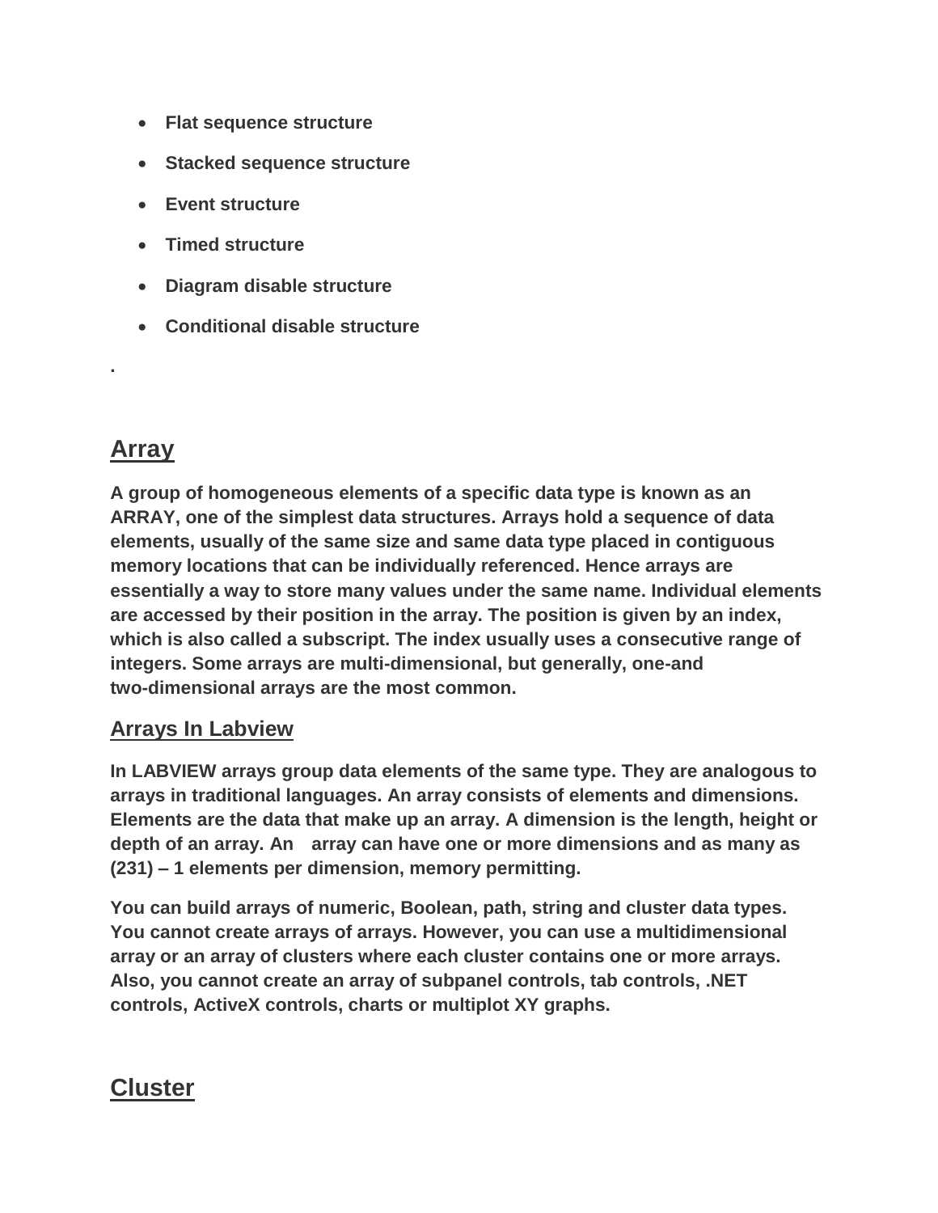- **Flat sequence structure**
- **Stacked sequence structure**
- **Event structure**
- **Timed structure**
- **Diagram disable structure**
- **Conditional disable structure**

.

# Array

A group of homogeneous elements of a specific data type is known as an ARRAY, one of the simplest data structures. Arrays hold a sequence of data elements, usually of the same size and same data type placed in contiguous memory locations that can be individually referenced. Hence arrays are essentially a way to store many values under the same name. Individual elements are accessed by their position in the array. The position is given by an index, which is also called a subscript. The index usually uses a consecutive range of integers. Some arrays are multi-dimensional, but generally, one-and two-dimensional arrays are the most common.

## Arrays In Labview

In LABVIEW arrays group data elements of the same type. They are analogous to arrays in traditional languages. An array consists of elements and dimensions. Elements are the data that make up an array. A dimension is the length, height or depth of an array. An array can have one or more dimensions and as many as (231) – 1 elements per dimension, memory permitting.

You can build arrays of numeric, Boolean, path, string and cluster data types. You cannot create arrays of arrays. However, you can use a multidimensional array or an array of clusters where each cluster contains one or more arrays. Also, you cannot create an array of subpanel controls, tab controls, .NET controls, ActiveX controls, charts or multiplot XY graphs.

# Cluster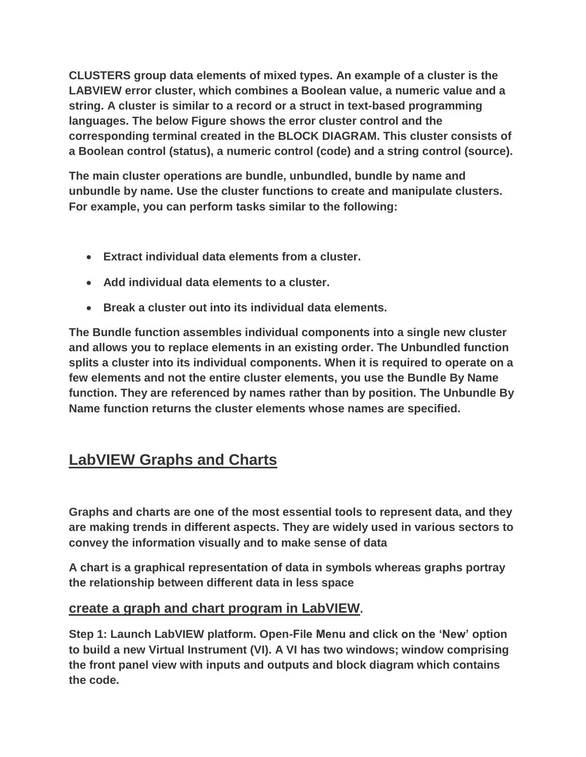**CLUSTERS group data elements of mixed types. An example of a cluster is the LABVIEW error cluster, which combines a Boolean value, a numeric value and a string. A cluster is similar to a record or a struct in text-based programming languages. The below Figure shows the error cluster control and the corresponding terminal created in the BLOCK DIAGRAM. This cluster consists of a Boolean control (status), a numeric control (code) and a string control (source).**

**The main cluster operations are bundle, unbundled, bundle by name and unbundle by name. Use the cluster functions to create and manipulate clusters. For example, you can perform tasks similar to the following:**

- **Extract individual data elements from a cluster.**
- **Add individual data elements to a cluster.**
- **Break a cluster out into its individual data elements.**

**The Bundle function assembles individual components into a single new cluster and allows you to replace elements in an existing order. The Unbundled function splits a cluster into its individual components. When it is required to operate on a few elements and not the entire cluster elements, you use the Bundle By Name function. They are referenced by names rather than by position. The Unbundle By Name function returns the cluster elements whose names are specified.**

## LabVIEW Graphs and Charts

**Graphs and charts are one of the most essential tools to represent data, and they are making trends in different aspects. They are widely used in various sectors to convey the information visually and to make sense of data**

**A chart is a graphical representation of data in symbols whereas graphs portray the relationship between different data in less space**

### create a graph and chart program in LabVIEW.

**Step 1: Launch LabVIEW platform. Open-File Menu and click on the 'New' option to build a new Virtual Instrument (VI). A VI has two windows; window comprising the front panel view with inputs and outputs and block diagram which contains the code.**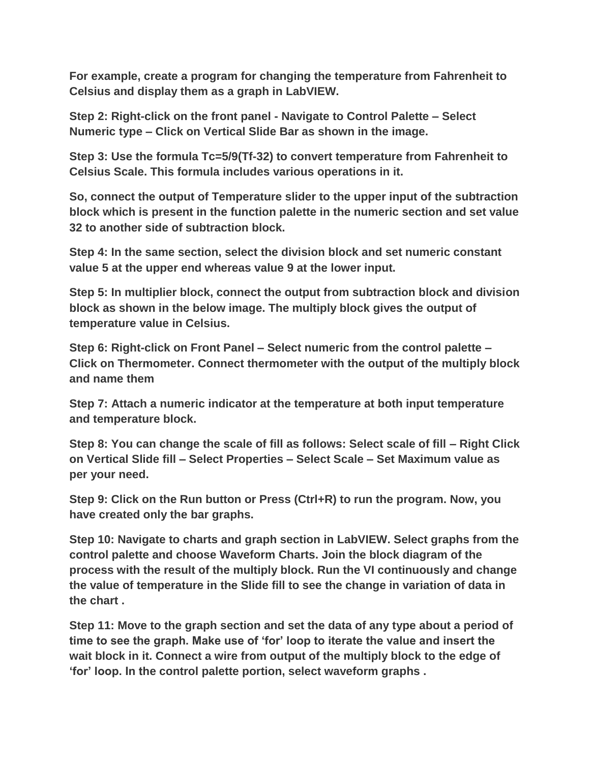**For example, create a program for changing the temperature from Fahrenheit to Celsius and display them as a graph in LabVIEW.**

**Step 2: Right-click on the front panel - Navigate to Control Palette – Select Numeric type – Click on Vertical Slide Bar as shown in the image.**

**Step 3: Use the formula $T_c=5/9(T_f-32)$ to convert temperature from Fahrenheit to Celsius Scale. This formula includes various operations in it.**

**So, connect the output of Temperature slider to the upper input of the subtraction block which is present in the function palette in the numeric section and set value 32 to another side of subtraction block.**

**Step 4: In the same section, select the division block and set numeric constant value 5 at the upper end whereas value 9 at the lower input.**

**Step 5: In multiplier block, connect the output from subtraction block and division block as shown in the below image. The multiply block gives the output of temperature value in Celsius.**

**Step 6: Right-click on Front Panel – Select numeric from the control palette – Click on Thermometer. Connect thermometer with the output of the multiply block and name them**

**Step 7: Attach a numeric indicator at the temperature at both input temperature and temperature block.**

**Step 8: You can change the scale of fill as follows: Select scale of fill – Right Click on Vertical Slide fill – Select Properties – Select Scale – Set Maximum value as per your need.**

**Step 9: Click on the Run button or Press (Ctrl+R) to run the program. Now, you have created only the bar graphs.**

**Step 10: Navigate to charts and graph section in LabVIEW. Select graphs from the control palette and choose Waveform Charts. Join the block diagram of the process with the result of the multiply block. Run the VI continuously and change the value of temperature in the Slide fill to see the change in variation of data in the chart .**

**Step 11: Move to the graph section and set the data of any type about a period of time to see the graph. Make use of 'for' loop to iterate the value and insert the wait block in it. Connect a wire from output of the multiply block to the edge of 'for' loop. In the control palette portion, select waveform graphs .**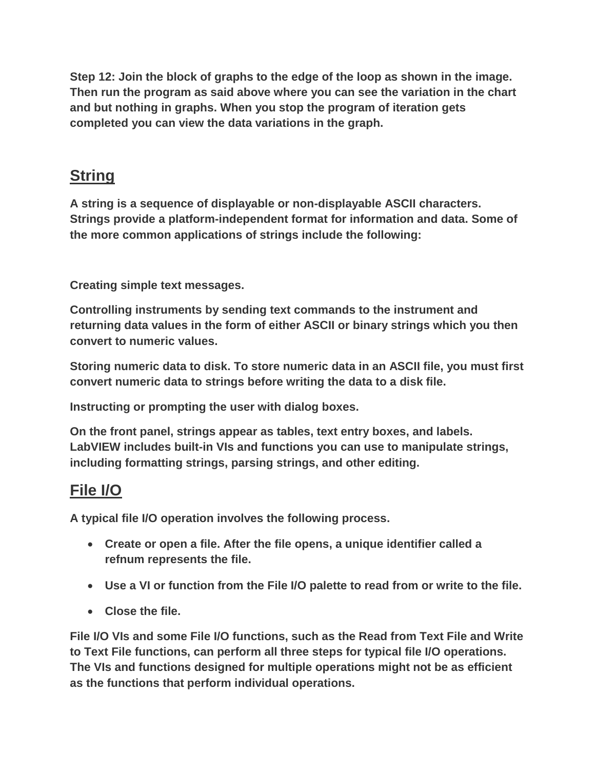**Step 12: Join the block of graphs to the edge of the loop as shown in the image. Then run the program as said above where you can see the variation in the chart and but nothing in graphs. When you stop the program of iteration gets completed you can view the data variations in the graph.**

## String

**A string is a sequence of displayable or non-displayable ASCII characters. Strings provide a platform-independent format for information and data. Some of the more common applications of strings include the following:**

**Creating simple text messages.**

**Controlling instruments by sending text commands to the instrument and returning data values in the form of either ASCII or binary strings which you then convert to numeric values.**

**Storing numeric data to disk. To store numeric data in an ASCII file, you must first convert numeric data to strings before writing the data to a disk file.**

**Instructing or prompting the user with dialog boxes.**

**On the front panel, strings appear as tables, text entry boxes, and labels. LabVIEW includes built-in VIs and functions you can use to manipulate strings, including formatting strings, parsing strings, and other editing.**

## File I/O

**A typical file I/O operation involves the following process.**

- **Create or open a file. After the file opens, a unique identifier called a refnum represents the file.**
- **Use a VI or function from the File I/O palette to read from or write to the file.**
- **Close the file.**

**File I/O VIs and some File I/O functions, such as the Read from Text File and Write to Text File functions, can perform all three steps for typical file I/O operations. The VIs and functions designed for multiple operations might not be as efficient as the functions that perform individual operations.**